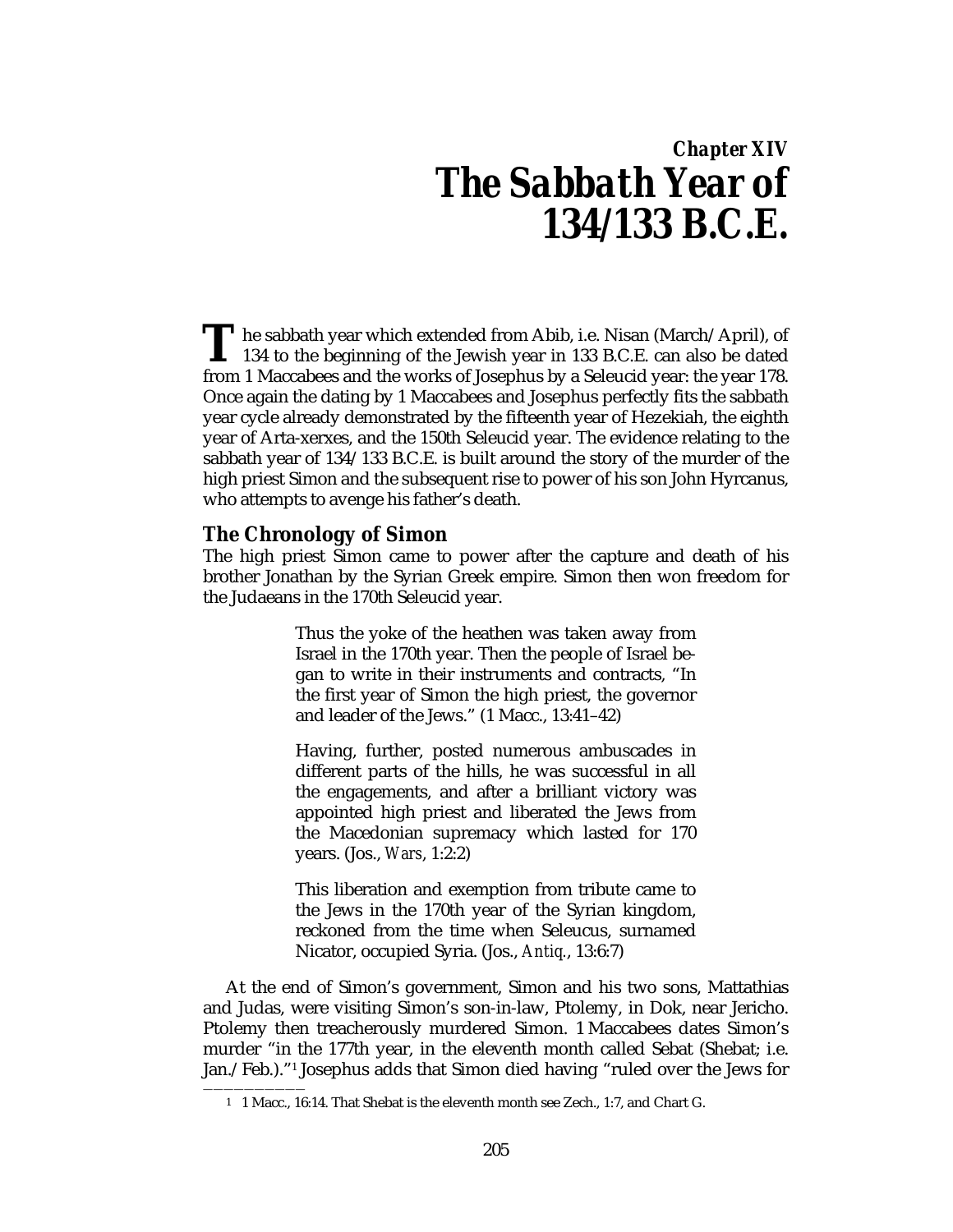## *Chapter XIV*
# *The Sabbath Year of 134/133 B.C.E.*

The sabbath year which extended from Abib, i.e. Nisan (March/April), of 134 to the beginning of the Jewish year in 133 B.C.E. can also be dated from 1 Maccabees and the works of Josephus by a Seleucid year: the year 178. Once again the dating by 1 Maccabees and Josephus perfectly fits the sabbath year cycle already demonstrated by the fifteenth year of Hezekiah, the eighth year of Arta-xerxes, and the 150th Seleucid year. The evidence relating to the sabbath year of 134/133 B.C.E. is built around the story of the murder of the high priest Simon and the subsequent rise to power of his son John Hyrcanus, who attempts to avenge his father's death.

### The Chronology of Simon

The high priest Simon came to power after the capture and death of his brother Jonathan by the Syrian Greek empire. Simon then won freedom for the Judaeans in the 170th Seleucid year.

> Thus the yoke of the heathen was taken away from Israel in the 170th year. Then the people of Israel began to write in their instruments and contracts, "In the first year of Simon the high priest, the governor and leader of the Jews." (1 Macc., 13:41–42)

> Having, further, posted numerous ambuscades in different parts of the hills, he was successful in all the engagements, and after a brilliant victory was appointed high priest and liberated the Jews from the Macedonian supremacy which lasted for 170 years. (Jos., *Wars*, 1:2:2)

> This liberation and exemption from tribute came to the Jews in the 170th year of the Syrian kingdom, reckoned from the time when Seleucus, surnamed Nicator, occupied Syria. (Jos., *Antiq.*, 13:6:7)

At the end of Simon's government, Simon and his two sons, Mattathias and Judas, were visiting Simon's son-in-law, Ptolemy, in Dok, near Jericho. Ptolemy then treacherously murdered Simon. 1 Maccabees dates Simon's murder "in the 177th year, in the eleventh month called Sebat (Shebat; i.e. Jan./Feb.)."[1] Josephus adds that Simon died having "ruled over the Jews for

---

[1] 1 Macc., 16:14. That Shebat is the eleventh month see Zech., 1:7, and Chart G.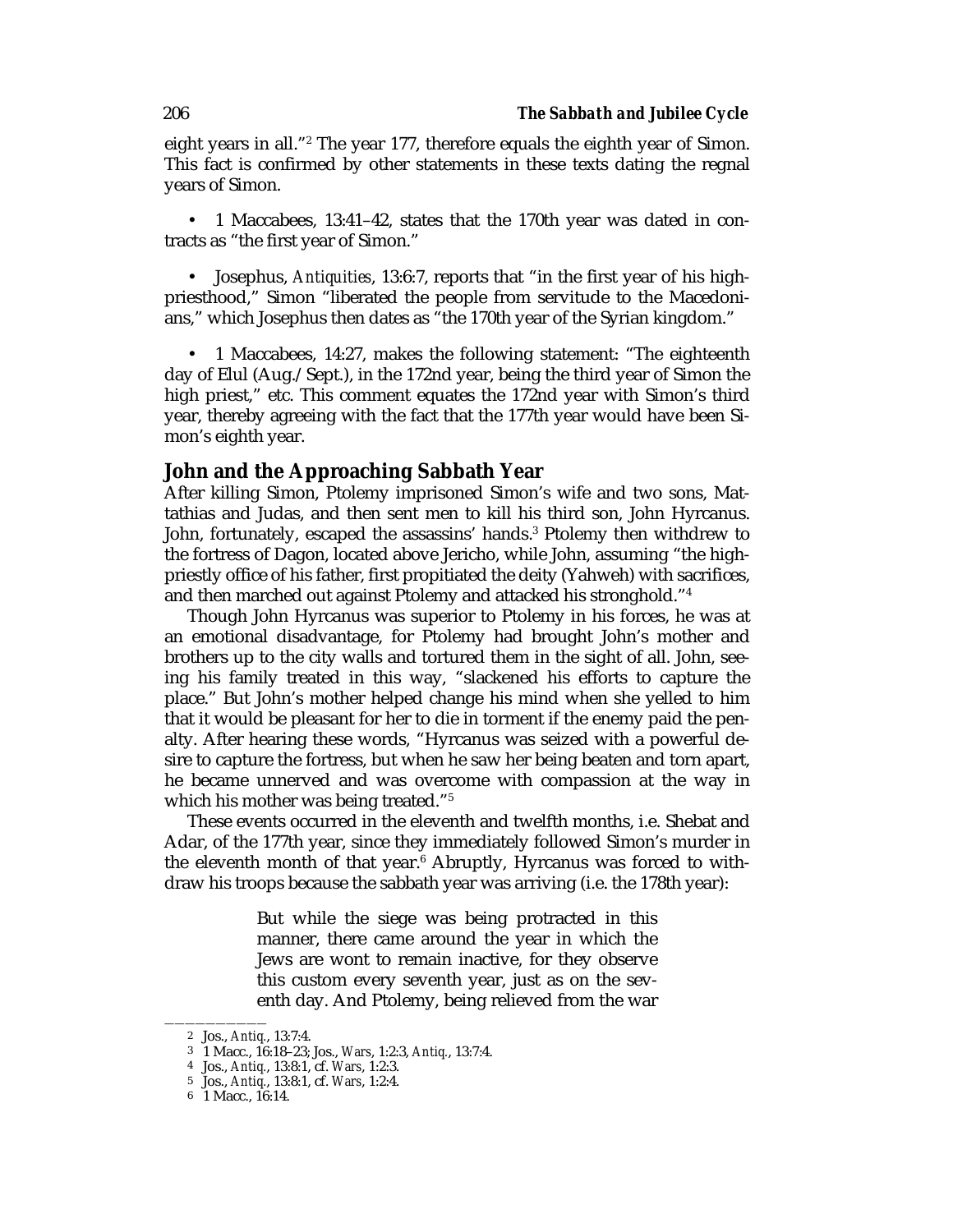eight years in all."[2] The year 177, therefore equals the eighth year of Simon. This fact is confirmed by other statements in these texts dating the regnal years of Simon.

- 1 Maccabees, 13:41–42, states that the 170th year was dated in contracts as "the first year of Simon."

- Josephus, *Antiquities*, 13:6:7, reports that "in the first year of his high-priesthood," Simon "liberated the people from servitude to the Macedonians," which Josephus then dates as "the 170th year of the Syrian kingdom."

- 1 Maccabees, 14:27, makes the following statement: "The eighteenth day of Elul (Aug./Sept.), in the 172nd year, being the third year of Simon the high priest," etc. This comment equates the 172nd year with Simon's third year, thereby agreeing with the fact that the 177th year would have been Simon's eighth year.

## John and the Approaching Sabbath Year

After killing Simon, Ptolemy imprisoned Simon's wife and two sons, Mattathias and Judas, and then sent men to kill his third son, John Hyrcanus. John, fortunately, escaped the assassins' hands.[3] Ptolemy then withdrew to the fortress of Dagon, located above Jericho, while John, assuming "the high-priestly office of his father, first propitiated the deity (Yahweh) with sacrifices, and then marched out against Ptolemy and attacked his stronghold."[4]

Though John Hyrcanus was superior to Ptolemy in his forces, he was at an emotional disadvantage, for Ptolemy had brought John's mother and brothers up to the city walls and tortured them in the sight of all. John, seeing his family treated in this way, "slackened his efforts to capture the place." But John's mother helped change his mind when she yelled to him that it would be pleasant for her to die in torment if the enemy paid the penalty. After hearing these words, "Hyrcanus was seized with a powerful desire to capture the fortress, but when he saw her being beaten and torn apart, he became unnerved and was overcome with compassion at the way in which his mother was being treated."[5]

These events occurred in the eleventh and twelfth months, i.e. Shebat and Adar, of the 177th year, since they immediately followed Simon's murder in the eleventh month of that year.[6] Abruptly, Hyrcanus was forced to withdraw his troops because the sabbath year was arriving (i.e. the 178th year):

> But while the siege was being protracted in this manner, there came around the year in which the Jews are wont to remain inactive, for they observe this custom every seventh year, just as on the seventh day. And Ptolemy, being relieved from the war

---

2 Jos., *Antiq.*, 13:7:4.

3 1 Macc., 16:18–23; Jos., *Wars*, 1:2:3, *Antiq.*, 13:7:4.

4 Jos., *Antiq.*, 13:8:1, cf. *Wars*, 1:2:3.

5 Jos., *Antiq.*, 13:8:1, cf. *Wars*, 1:2:4.

6 1 Macc., 16:14.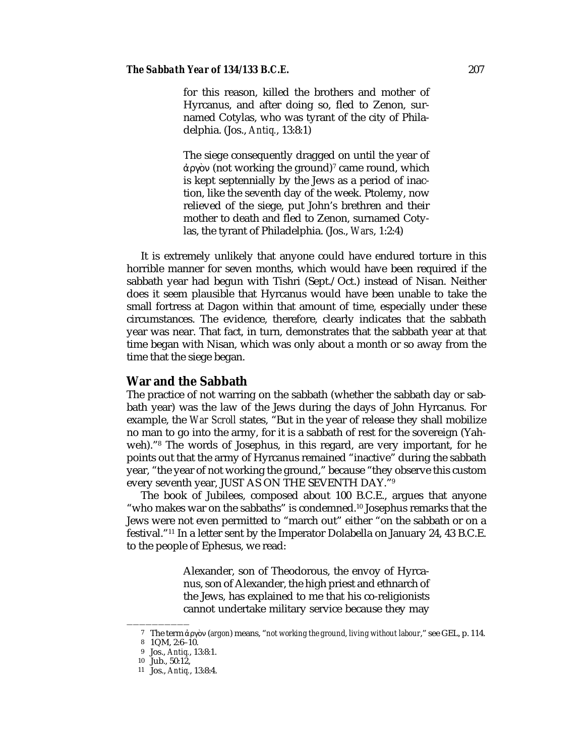> for this reason, killed the brothers and mother of Hyrcanus, and after doing so, fled to Zenon, surnamed Cotylas, who was tyrant of the city of Philadelphia. (Jos., *Antiq.*, 13:8:1)

> The siege consequently dragged on until the year of ἀργὸν (not working the ground)[7] came round, which is kept septennially by the Jews as a period of inaction, like the seventh day of the week. Ptolemy, now relieved of the siege, put John's brethren and their mother to death and fled to Zenon, surnamed Cotylas, the tyrant of Philadelphia. (Jos., *Wars*, 1:2:4)

It is extremely unlikely that anyone could have endured torture in this horrible manner for seven months, which would have been required if the sabbath year had begun with Tishri (Sept./Oct.) instead of Nisan. Neither does it seem plausible that Hyrcanus would have been unable to take the small fortress at Dagon within that amount of time, especially under these circumstances. The evidence, therefore, clearly indicates that the sabbath year was near. That fact, in turn, demonstrates that the sabbath year at that time began with Nisan, which was only about a month or so away from the time that the siege began.

## War and the Sabbath

The practice of not warring on the sabbath (whether the sabbath day or sabbath year) was the law of the Jews during the days of John Hyrcanus. For example, the *War Scroll* states, "But in the year of release they shall mobilize no man to go into the army, for it is a sabbath of rest for the sovereign (Yahweh)."[8] The words of Josephus, in this regard, are very important, for he points out that the army of Hyrcanus remained "inactive" during the sabbath year, "the year of not working the ground," because "they observe this custom every seventh year, JUST AS ON THE SEVENTH DAY."[9]

The book of Jubilees, composed about 100 B.C.E., argues that anyone "who makes war on the sabbaths" is condemned.[10] Josephus remarks that the Jews were not even permitted to "march out" either "on the sabbath or on a festival."[11] In a letter sent by the Imperator Dolabella on January 24, 43 B.C.E. to the people of Ephesus, we read:

> Alexander, son of Theodorous, the envoy of Hyrcanus, son of Alexander, the high priest and ethnarch of the Jews, has explained to me that his co-religionists cannot undertake military service because they may

---

7 The term ἀργὸν (*argon*) means, "*not working the ground, living without labour*," see GEL, p. 114.

8 1QM, 2:6–10.

9 Jos., *Antiq.*, 13:8:1.

10 Jub., 50:12,

11 Jos., *Antiq.*, 13:8:4.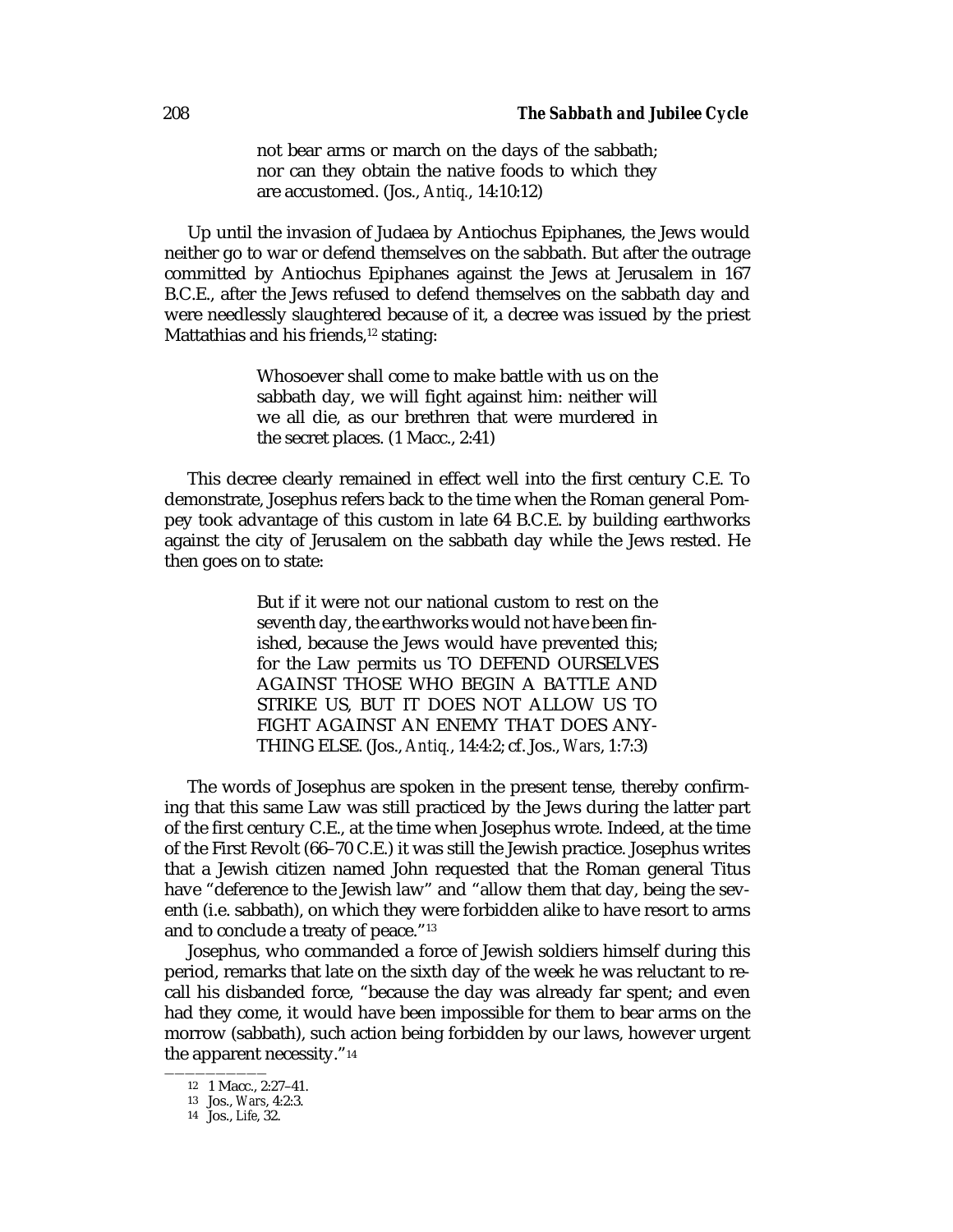> not bear arms or march on the days of the sabbath; nor can they obtain the native foods to which they are accustomed. (Jos., *Antiq.*, 14:10:12)

Up until the invasion of Judaea by Antiochus Epiphanes, the Jews would neither go to war or defend themselves on the sabbath. But after the outrage committed by Antiochus Epiphanes against the Jews at Jerusalem in 167 B.C.E., after the Jews refused to defend themselves on the sabbath day and were needlessly slaughtered because of it, a decree was issued by the priest Mattathias and his friends,[12] stating:

> Whosoever shall come to make battle with us on the sabbath day, we will fight against him: neither will we all die, as our brethren that were murdered in the secret places. (1 Macc., 2:41)

This decree clearly remained in effect well into the first century C.E. To demonstrate, Josephus refers back to the time when the Roman general Pompey took advantage of this custom in late 64 B.C.E. by building earthworks against the city of Jerusalem on the sabbath day while the Jews rested. He then goes on to state:

> But if it were not our national custom to rest on the seventh day, the earthworks would not have been finished, because the Jews would have prevented this; for the Law permits us TO DEFEND OURSELVES AGAINST THOSE WHO BEGIN A BATTLE AND STRIKE US, BUT IT DOES NOT ALLOW US TO FIGHT AGAINST AN ENEMY THAT DOES ANYTHING ELSE. (Jos., *Antiq.*, 14:4:2; cf. Jos., *Wars*, 1:7:3)

The words of Josephus are spoken in the present tense, thereby confirming that this same Law was still practiced by the Jews during the latter part of the first century C.E., at the time when Josephus wrote. Indeed, at the time of the First Revolt (66–70 C.E.) it was still the Jewish practice. Josephus writes that a Jewish citizen named John requested that the Roman general Titus have "deference to the Jewish law" and "allow them that day, being the seventh (i.e. sabbath), on which they were forbidden alike to have resort to arms and to conclude a treaty of peace."[13]

Josephus, who commanded a force of Jewish soldiers himself during this period, remarks that late on the sixth day of the week he was reluctant to recall his disbanded force, "because the day was already far spent; and even had they come, it would have been impossible for them to bear arms on the morrow (sabbath), such action being forbidden by our laws, however urgent the apparent necessity."[14]

---

[12] 1 Macc., 2:27–41.

[13] Jos., *Wars*, 4:2:3.

[14] Jos., *Life*, 32.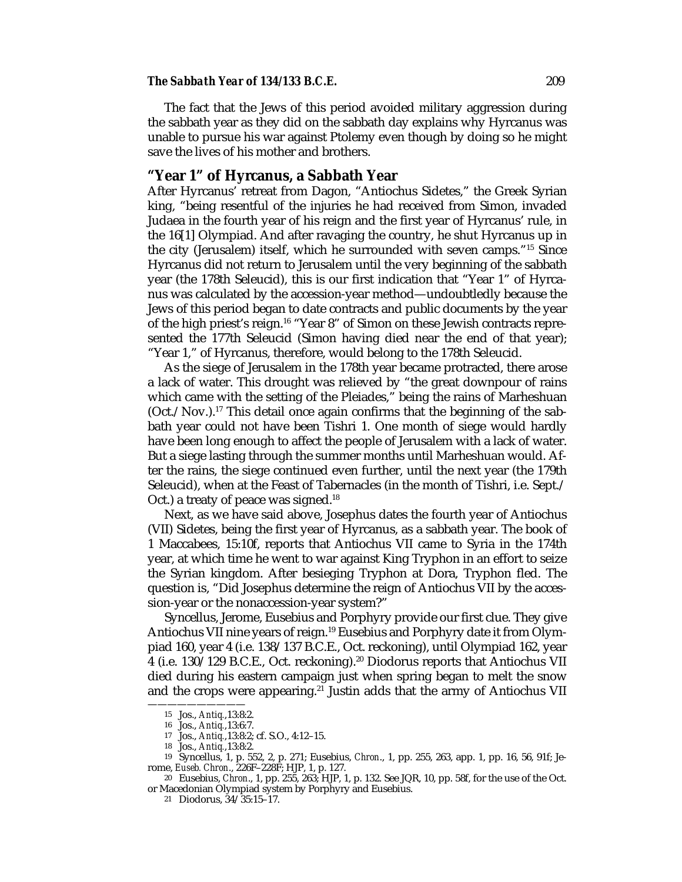The fact that the Jews of this period avoided military aggression during the sabbath year as they did on the sabbath day explains why Hyrcanus was unable to pursue his war against Ptolemy even though by doing so he might save the lives of his mother and brothers.

## "Year 1" of Hyrcanus, a Sabbath Year

After Hyrcanus' retreat from Dagon, "Antiochus Sidetes," the Greek Syrian king, "being resentful of the injuries he had received from Simon, invaded Judaea in the fourth year of his reign and the first year of Hyrcanus' rule, in the 16[1] Olympiad. And after ravaging the country, he shut Hyrcanus up in the city (Jerusalem) itself, which he surrounded with seven camps."[15] Since Hyrcanus did not return to Jerusalem until the very beginning of the sabbath year (the 178th Seleucid), this is our first indication that "Year 1" of Hyrcanus was calculated by the accession-year method—undoubtledly because the Jews of this period began to date contracts and public documents by the year of the high priest's reign.[16] "Year 8" of Simon on these Jewish contracts represented the 177th Seleucid (Simon having died near the end of that year); "Year 1," of Hyrcanus, therefore, would belong to the 178th Seleucid.

As the siege of Jerusalem in the 178th year became protracted, there arose a lack of water. This drought was relieved by "the great downpour of rains which came with the setting of the Pleiades," being the rains of Marheshuan (Oct./Nov.).[17] This detail once again confirms that the beginning of the sabbath year could not have been Tishri 1. One month of siege would hardly have been long enough to affect the people of Jerusalem with a lack of water. But a siege lasting through the summer months until Marheshuan would. After the rains, the siege continued even further, until the next year (the 179th Seleucid), when at the Feast of Tabernacles (in the month of Tishri, i.e. Sept./Oct.) a treaty of peace was signed.[18]

Next, as we have said above, Josephus dates the fourth year of Antiochus (VII) Sidetes, being the first year of Hyrcanus, as a sabbath year. The book of 1 Maccabees, 15:10f, reports that Antiochus VII came to Syria in the 174th year, at which time he went to war against King Tryphon in an effort to seize the Syrian kingdom. After besieging Tryphon at Dora, Tryphon fled. The question is, "Did Josephus determine the reign of Antiochus VII by the accession-year or the nonaccession-year system?"

Syncellus, Jerome, Eusebius and Porphyry provide our first clue. They give Antiochus VII nine years of reign.[19] Eusebius and Porphyry date it from Olympiad 160, year 4 (i.e. 138/137 B.C.E., Oct. reckoning), until Olympiad 162, year 4 (i.e. 130/129 B.C.E., Oct. reckoning).[20] Diodorus reports that Antiochus VII died during his eastern campaign just when spring began to melt the snow and the crops were appearing.[21] Justin adds that the army of Antiochus VII

---

15 Jos., *Antiq.*,13:8:2.

16 Jos., *Antiq.*,13:6:7.

17 Jos., *Antiq.*,13:8:2; cf. S.O., 4:12–15.

18 Jos., *Antiq.*,13:8:2.

19 Syncellus, 1, p. 552, 2, p. 271; Eusebius, *Chron.*, 1, pp. 255, 263, app. 1, pp. 16, 56, 91f; Jerome, *Euseb. Chron.*, 226F–228F; HJP, 1, p. 127.

20 Eusebius, *Chron.*, 1, pp. 255, 263; HJP, 1, p. 132. See JQR, 10, pp. 58f, for the use of the Oct. or Macedonian Olympiad system by Porphyry and Eusebius.

21 Diodorus, 34/35:15–17.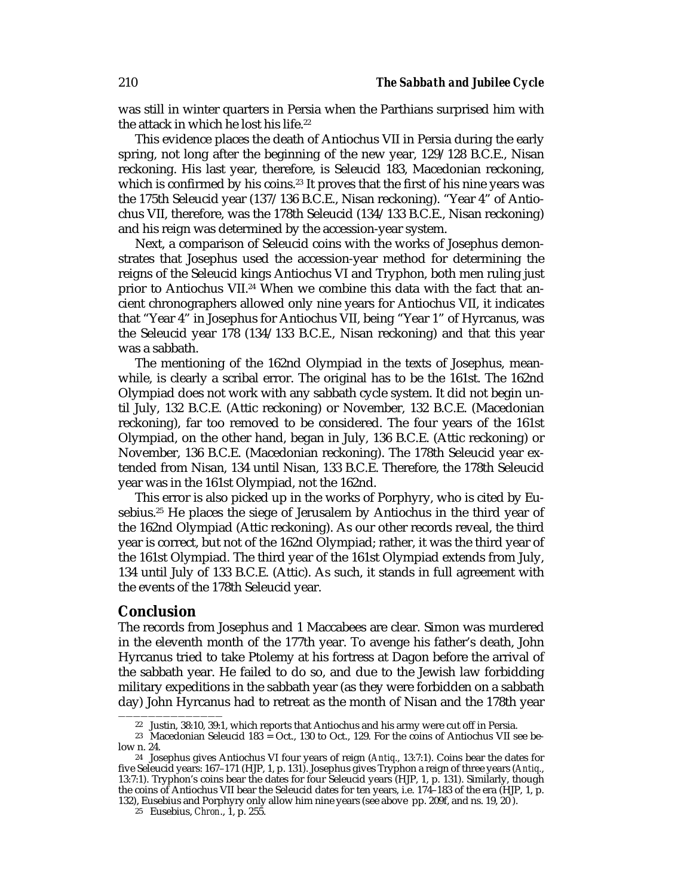was still in winter quarters in Persia when the Parthians surprised him with the attack in which he lost his life.[22]

This evidence places the death of Antiochus VII in Persia during the early spring, not long after the beginning of the new year, 129/128 B.C.E., Nisan reckoning. His last year, therefore, is Seleucid 183, Macedonian reckoning, which is confirmed by his coins.[23] It proves that the first of his nine years was the 175th Seleucid year (137/136 B.C.E., Nisan reckoning). "Year 4" of Antiochus VII, therefore, was the 178th Seleucid (134/133 B.C.E., Nisan reckoning) and his reign was determined by the accession-year system.

Next, a comparison of Seleucid coins with the works of Josephus demonstrates that Josephus used the accession-year method for determining the reigns of the Seleucid kings Antiochus VI and Tryphon, both men ruling just prior to Antiochus VII.[24] When we combine this data with the fact that ancient chronographers allowed only nine years for Antiochus VII, it indicates that "Year 4" in Josephus for Antiochus VII, being "Year 1" of Hyrcanus, was the Seleucid year 178 (134/133 B.C.E., Nisan reckoning) and that this year was a sabbath.

The mentioning of the 162nd Olympiad in the texts of Josephus, meanwhile, is clearly a scribal error. The original has to be the 161st. The 162nd Olympiad does not work with any sabbath cycle system. It did not begin until July, 132 B.C.E. (Attic reckoning) or November, 132 B.C.E. (Macedonian reckoning), far too removed to be considered. The four years of the 161st Olympiad, on the other hand, began in July, 136 B.C.E. (Attic reckoning) or November, 136 B.C.E. (Macedonian reckoning). The 178th Seleucid year extended from Nisan, 134 until Nisan, 133 B.C.E. Therefore, the 178th Seleucid year was in the 161st Olympiad, not the 162nd.

This error is also picked up in the works of Porphyry, who is cited by Eusebius.[25] He places the siege of Jerusalem by Antiochus in the third year of the 162nd Olympiad (Attic reckoning). As our other records reveal, the third year is correct, but not of the 162nd Olympiad; rather, it was the third year of the 161st Olympiad. The third year of the 161st Olympiad extends from July, 134 until July of 133 B.C.E. (Attic). As such, it stands in full agreement with the events of the 178th Seleucid year.

## Conclusion

The records from Josephus and 1 Maccabees are clear. Simon was murdered in the eleventh month of the 177th year. To avenge his father's death, John Hyrcanus tried to take Ptolemy at his fortress at Dagon before the arrival of the sabbath year. He failed to do so, and due to the Jewish law forbidding military expeditions in the sabbath year (as they were forbidden on a sabbath day) John Hyrcanus had to retreat as the month of Nisan and the 178th year

---

22 Justin, 38:10, 39:1, which reports that Antiochus and his army were cut off in Persia.

23 Macedonian Seleucid 183 = Oct., 130 to Oct., 129. For the coins of Antiochus VII see below n. 24.

24 Josephus gives Antiochus VI four years of reign (*Antiq.*, 13:7:1). Coins bear the dates for five Seleucid years: 167–171 (HJP, 1, p. 131). Josephus gives Tryphon a reign of three years (*Antiq.*, 13:7:1). Tryphon's coins bear the dates for four Seleucid years (HJP, 1, p. 131). Similarly, though the coins of Antiochus VII bear the Seleucid dates for ten years, i.e. 174–183 of the era (HJP, 1, p. 132), Eusebius and Porphyry only allow him nine years (see above pp. 209f, and ns. 19, 20).

25 Eusebius, *Chron.*, 1, p. 255.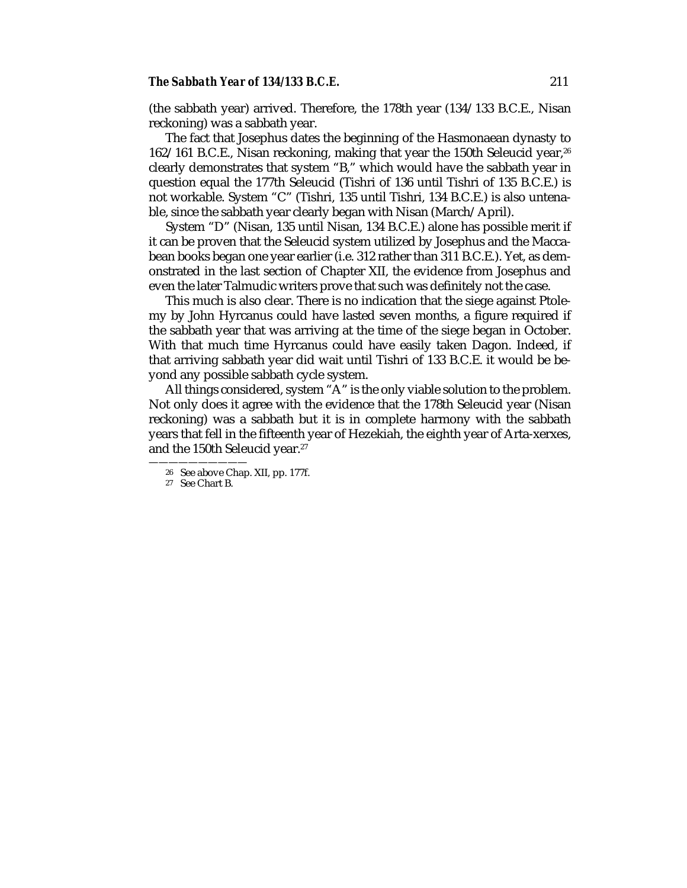(the sabbath year) arrived. Therefore, the 178th year (134/133 B.C.E., Nisan reckoning) was a sabbath year.

The fact that Josephus dates the beginning of the Hasmonaean dynasty to 162/161 B.C.E., Nisan reckoning, making that year the 150th Seleucid year,[26] clearly demonstrates that system "B," which would have the sabbath year in question equal the 177th Seleucid (Tishri of 136 until Tishri of 135 B.C.E.) is not workable. System "C" (Tishri, 135 until Tishri, 134 B.C.E.) is also untenable, since the sabbath year clearly began with Nisan (March/April).

System "D" (Nisan, 135 until Nisan, 134 B.C.E.) alone has possible merit if it can be proven that the Seleucid system utilized by Josephus and the Maccabean books began one year earlier (i.e. 312 rather than 311 B.C.E.). Yet, as demonstrated in the last section of Chapter XII, the evidence from Josephus and even the later Talmudic writers prove that such was definitely not the case.

This much is also clear. There is no indication that the siege against Ptolemy by John Hyrcanus could have lasted seven months, a figure required if the sabbath year that was arriving at the time of the siege began in October. With that much time Hyrcanus could have easily taken Dagon. Indeed, if that arriving sabbath year did wait until Tishri of 133 B.C.E. it would be beyond any possible sabbath cycle system.

All things considered, system "A" is the only viable solution to the problem. Not only does it agree with the evidence that the 178th Seleucid year (Nisan reckoning) was a sabbath but it is in complete harmony with the sabbath years that fell in the fifteenth year of Hezekiah, the eighth year of Arta-xerxes, and the 150th Seleucid year.[27]

---

[26] See above Chap. XII, pp. 177f.

[27] See Chart B.